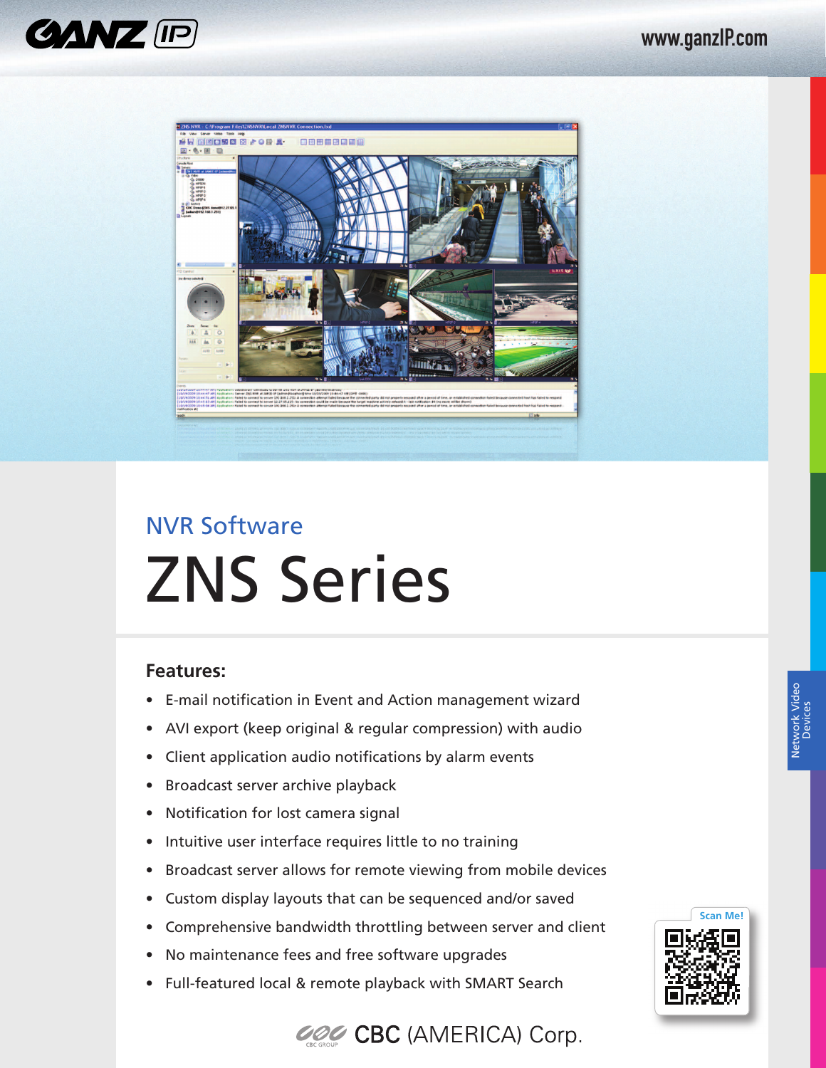GANZ IP

www.ganzIP.com

## NVR Software

# ZNS Series

### Features:

- E-mail notification in Event and Action management wizard
- AVI export (keep original & regular compression) with audio
- Client application audio notifications by alarm events
- Broadcast server archive playback
- Notification for lost camera signal
- Intuitive user interface requires little to no training
- Broadcast server allows for remote viewing from mobile devices
- Custom display layouts that can be sequenced and/or saved
- Comprehensive bandwidth throttling between server and client
- No maintenance fees and free software upgrades
- Full-featured local & remote playback with SMART Search

Network Video Devices

Scan Me!

CBC (AMERICA) Corp.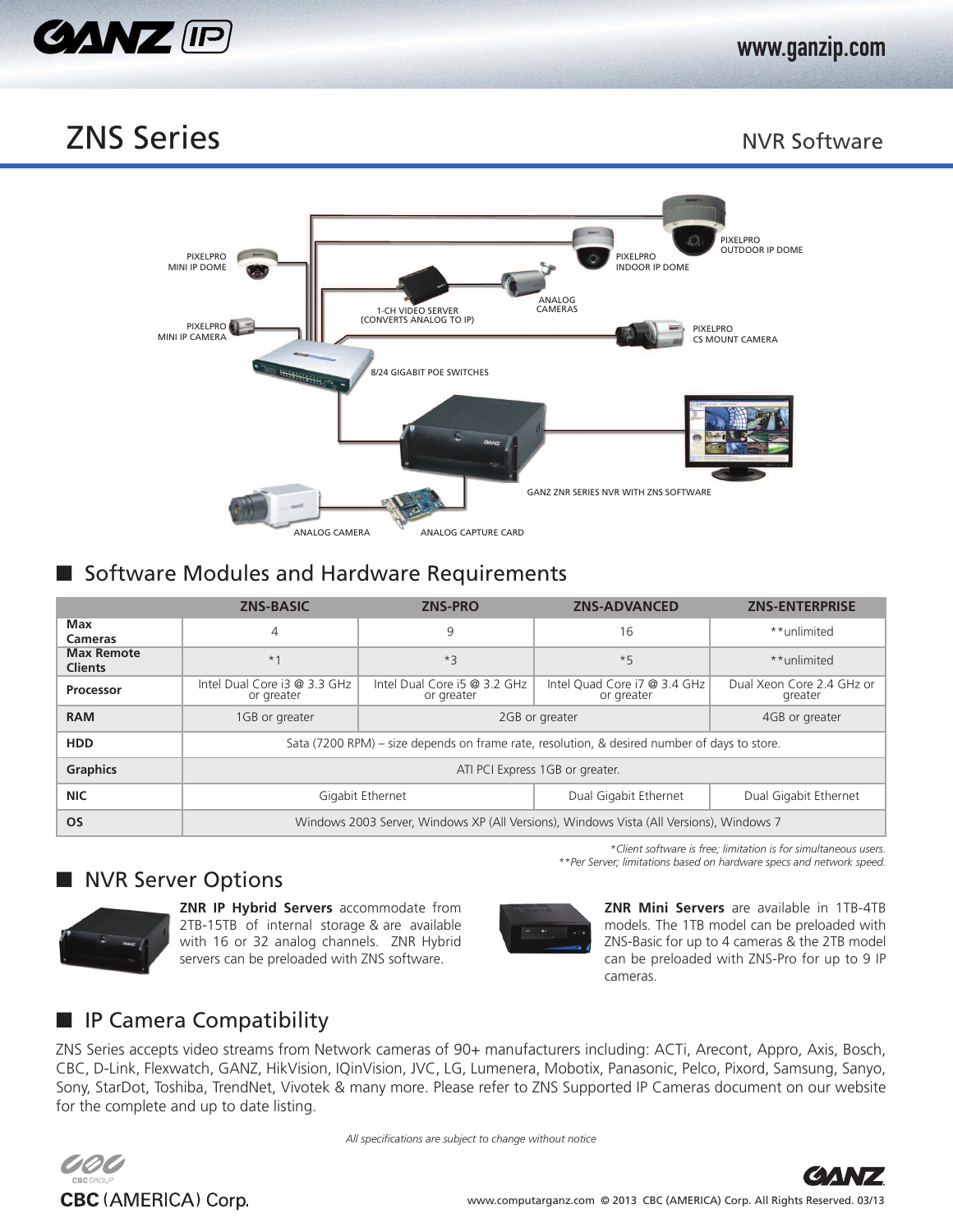# ZNS Series

NVR Software

PIXELPRO MINI IP DOME

PIXELPRO MINI IP CAMERA

1-CH VIDEO SERVER (CONVERTS ANALOG TO IP)

ANALOG CAMERAS

PIXELPRO INDOOR IP DOME

PIXELPRO OUTDOOR IP DOME

PIXELPRO CS MOUNT CAMERA

8/24 GIGABIT POE SWITCHES

GANZ ZNR SERIES NVR WITH ZNS SOFTWARE

ANALOG CAMERA

ANALOG CAPTURE CARD

## Software Modules and Hardware Requirements

| | ZNS-BASIC | ZNS-PRO | ZNS-ADVANCED | ZNS-ENTERPRISE |
|---|---|---|---|---|
| **Max Cameras** | 4 | 9 | 16 | **unlimited |
| **Max Remote Clients** | *1 | *3 | *5 | **unlimited |
| **Processor** | Intel Dual Core i3 @ 3.3 GHz or greater | Intel Dual Core i5 @ 3.2 GHz or greater | Intel Quad Core i7 @ 3.4 GHz or greater | Dual Xeon Core 2.4 GHz or greater |
| **RAM** | 1GB or greater | 2GB or greater | | 4GB or greater |
| **HDD** | Sata (7200 RPM) – size depends on frame rate, resolution, & desired number of days to store. | | | |
| **Graphics** | ATI PCI Express 1GB or greater. | | | |
| **NIC** | Gigabit Ethernet | | Dual Gigabit Ethernet | Dual Gigabit Ethernet |
| **OS** | Windows 2003 Server, Windows XP (All Versions), Windows Vista (All Versions), Windows 7 | | | |

*\*Client software is free; limitation is for simultaneous users.*
*\*\*Per Server; limitations based on hardware specs and network speed.*

## NVR Server Options

**ZNR IP Hybrid Servers** accommodate from 2TB-15TB of internal storage & are available with 16 or 32 analog channels. ZNR Hybrid servers can be preloaded with ZNS software.

**ZNR Mini Servers** are available in 1TB-4TB models. The 1TB model can be preloaded with ZNS-Basic for up to 4 cameras & the 2TB model can be preloaded with ZNS-Pro for up to 9 IP cameras.

## IP Camera Compatibility

ZNS Series accepts video streams from Network cameras of 90+ manufacturers including: ACTi, Arecont, Appro, Axis, Bosch, CBC, D-Link, Flexwatch, GANZ, HikVision, IQinVision, JVC, LG, Lumenera, Mobotix, Panasonic, Pelco, Pixord, Samsung, Sanyo, Sony, StarDot, Toshiba, TrendNet, Vivotek & many more. Please refer to ZNS Supported IP Cameras document on our website for the complete and up to date listing.

*All specifications are subject to change without notice*

CBC (AMERICA) Corp.

www.computarganz.com © 2013 CBC (AMERICA) Corp. All Rights Reserved. 03/13